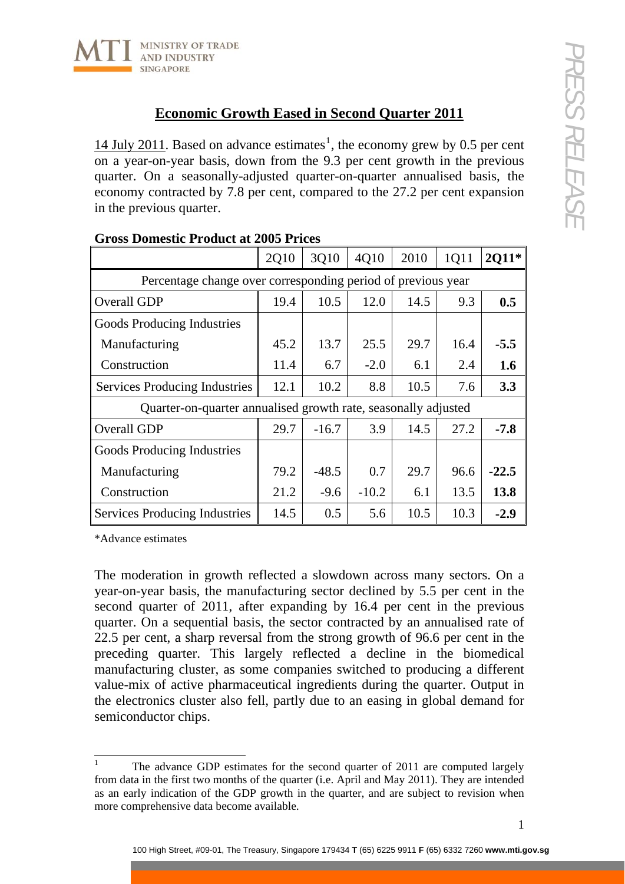## Economic Growth Eased in Second Quarter 2011

14 July 2011. Based on advance estimates[1], the economy grew by 0.5 per cent on a year-on-year basis, down from the 9.3 per cent growth in the previous quarter. On a seasonally-adjusted quarter-on-quarter annualised basis, the economy contracted by 7.8 per cent, compared to the 27.2 per cent expansion in the previous quarter.

**Gross Domestic Product at 2005 Prices**

| | 2Q10 | 3Q10 | 4Q10 | 2010 | 1Q11 | **2Q11*** |
|---|---|---|---|---|---|---|
| Percentage change over corresponding period of previous year | | | | | | |
| Overall GDP | 19.4 | 10.5 | 12.0 | 14.5 | 9.3 | **0.5** |
| Goods Producing Industries | | | | | | |
| Manufacturing | 45.2 | 13.7 | 25.5 | 29.7 | 16.4 | **-5.5** |
| Construction | 11.4 | 6.7 | -2.0 | 6.1 | 2.4 | **1.6** |
| Services Producing Industries | 12.1 | 10.2 | 8.8 | 10.5 | 7.6 | **3.3** |
| Quarter-on-quarter annualised growth rate, seasonally adjusted | | | | | | |
| Overall GDP | 29.7 | -16.7 | 3.9 | 14.5 | 27.2 | **-7.8** |
| Goods Producing Industries | | | | | | |
| Manufacturing | 79.2 | -48.5 | 0.7 | 29.7 | 96.6 | **-22.5** |
| Construction | 21.2 | -9.6 | -10.2 | 6.1 | 13.5 | **13.8** |
| Services Producing Industries | 14.5 | 0.5 | 5.6 | 10.5 | 10.3 | **-2.9** |

*Advance estimates

The moderation in growth reflected a slowdown across many sectors. On a year-on-year basis, the manufacturing sector declined by 5.5 per cent in the second quarter of 2011, after expanding by 16.4 per cent in the previous quarter. On a sequential basis, the sector contracted by an annualised rate of 22.5 per cent, a sharp reversal from the strong growth of 96.6 per cent in the preceding quarter. This largely reflected a decline in the biomedical manufacturing cluster, as some companies switched to producing a different value-mix of active pharmaceutical ingredients during the quarter. Output in the electronics cluster also fell, partly due to an easing in global demand for semiconductor chips.

[1] The advance GDP estimates for the second quarter of 2011 are computed largely from data in the first two months of the quarter (i.e. April and May 2011). They are intended as an early indication of the GDP growth in the quarter, and are subject to revision when more comprehensive data become available.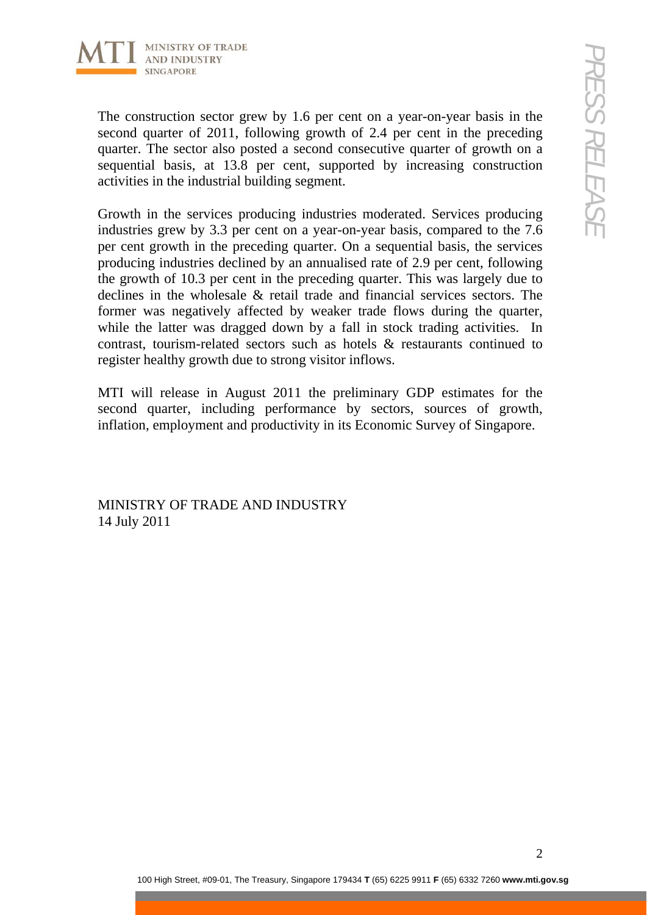The construction sector grew by 1.6 per cent on a year-on-year basis in the second quarter of 2011, following growth of 2.4 per cent in the preceding quarter. The sector also posted a second consecutive quarter of growth on a sequential basis, at 13.8 per cent, supported by increasing construction activities in the industrial building segment.

Growth in the services producing industries moderated. Services producing industries grew by 3.3 per cent on a year-on-year basis, compared to the 7.6 per cent growth in the preceding quarter. On a sequential basis, the services producing industries declined by an annualised rate of 2.9 per cent, following the growth of 10.3 per cent in the preceding quarter. This was largely due to declines in the wholesale & retail trade and financial services sectors. The former was negatively affected by weaker trade flows during the quarter, while the latter was dragged down by a fall in stock trading activities. In contrast, tourism-related sectors such as hotels & restaurants continued to register healthy growth due to strong visitor inflows.

MTI will release in August 2011 the preliminary GDP estimates for the second quarter, including performance by sectors, sources of growth, inflation, employment and productivity in its Economic Survey of Singapore.

MINISTRY OF TRADE AND INDUSTRY
14 July 2011